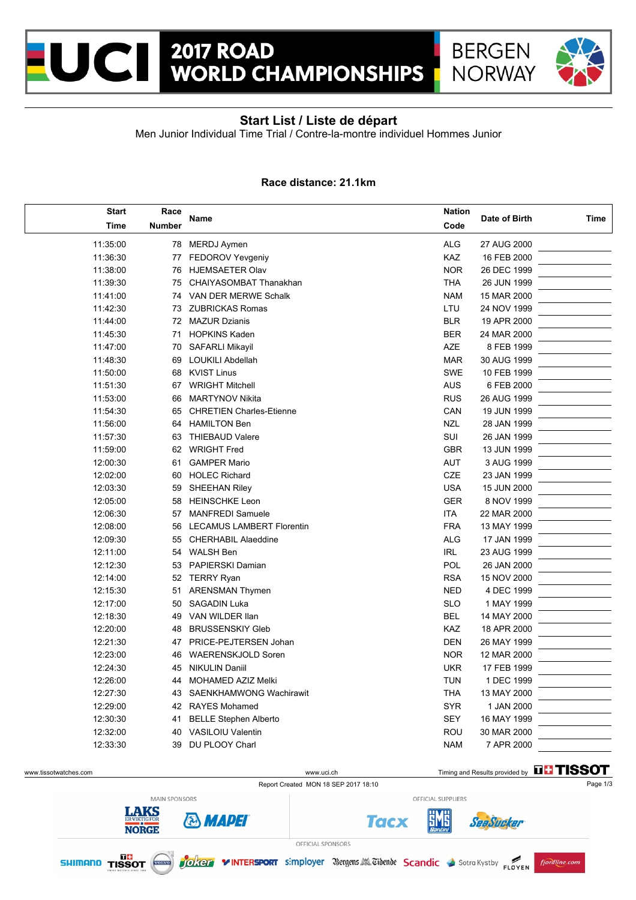# 2017 ROAD WORLD CHAMPIONSHIPS

BERGEN NORWAY

## Start List / Liste de départ

Men Junior Individual Time Trial / Contre-la-montre individuel Hommes Junior

**Race distance: 21.1km**

| Start Time | Race Number | Name | Nation Code | Date of Birth | Time |
|---|---|---|---|---|---|
| 11:35:00 | 78 | MERDJ Aymen | ALG | 27 AUG 2000 | |
| 11:36:30 | 77 | FEDOROV Yevgeniy | KAZ | 16 FEB 2000 | |
| 11:38:00 | 76 | HJEMSAETER Olav | NOR | 26 DEC 1999 | |
| 11:39:30 | 75 | CHAIYASOMBAT Thanakhan | THA | 26 JUN 1999 | |
| 11:41:00 | 74 | VAN DER MERWE Schalk | NAM | 15 MAR 2000 | |
| 11:42:30 | 73 | ZUBRICKAS Romas | LTU | 24 NOV 1999 | |
| 11:44:00 | 72 | MAZUR Dzianis | BLR | 19 APR 2000 | |
| 11:45:30 | 71 | HOPKINS Kaden | BER | 24 MAR 2000 | |
| 11:47:00 | 70 | SAFARLI Mikayil | AZE | 8 FEB 1999 | |
| 11:48:30 | 69 | LOUKILI Abdellah | MAR | 30 AUG 1999 | |
| 11:50:00 | 68 | KVIST Linus | SWE | 10 FEB 1999 | |
| 11:51:30 | 67 | WRIGHT Mitchell | AUS | 6 FEB 2000 | |
| 11:53:00 | 66 | MARTYNOV Nikita | RUS | 26 AUG 1999 | |
| 11:54:30 | 65 | CHRETIEN Charles-Etienne | CAN | 19 JUN 1999 | |
| 11:56:00 | 64 | HAMILTON Ben | NZL | 28 JAN 1999 | |
| 11:57:30 | 63 | THIEBAUD Valere | SUI | 26 JAN 1999 | |
| 11:59:00 | 62 | WRIGHT Fred | GBR | 13 JUN 1999 | |
| 12:00:30 | 61 | GAMPER Mario | AUT | 3 AUG 1999 | |
| 12:02:00 | 60 | HOLEC Richard | CZE | 23 JAN 1999 | |
| 12:03:30 | 59 | SHEEHAN Riley | USA | 15 JUN 2000 | |
| 12:05:00 | 58 | HEINSCHKE Leon | GER | 8 NOV 1999 | |
| 12:06:30 | 57 | MANFREDI Samuele | ITA | 22 MAR 2000 | |
| 12:08:00 | 56 | LECAMUS LAMBERT Florentin | FRA | 13 MAY 1999 | |
| 12:09:30 | 55 | CHERHABIL Alaeddine | ALG | 17 JAN 1999 | |
| 12:11:00 | 54 | WALSH Ben | IRL | 23 AUG 1999 | |
| 12:12:30 | 53 | PAPIERSKI Damian | POL | 26 JAN 2000 | |
| 12:14:00 | 52 | TERRY Ryan | RSA | 15 NOV 2000 | |
| 12:15:30 | 51 | ARENSMAN Thymen | NED | 4 DEC 1999 | |
| 12:17:00 | 50 | SAGADIN Luka | SLO | 1 MAY 1999 | |
| 12:18:30 | 49 | VAN WILDER Ilan | BEL | 14 MAY 2000 | |
| 12:20:00 | 48 | BRUSSENSKIY Gleb | KAZ | 18 APR 2000 | |
| 12:21:30 | 47 | PRICE-PEJTERSEN Johan | DEN | 26 MAY 1999 | |
| 12:23:00 | 46 | WAERENSKJOLD Soren | NOR | 12 MAR 2000 | |
| 12:24:30 | 45 | NIKULIN Daniil | UKR | 17 FEB 1999 | |
| 12:26:00 | 44 | MOHAMED AZIZ Melki | TUN | 1 DEC 1999 | |
| 12:27:30 | 43 | SAENKHAMWONG Wachirawit | THA | 13 MAY 2000 | |
| 12:29:00 | 42 | RAYES Mohamed | SYR | 1 JAN 2000 | |
| 12:30:30 | 41 | BELLE Stephen Alberto | SEY | 16 MAY 1999 | |
| 12:32:00 | 40 | VASILOIU Valentin | ROU | 30 MAR 2000 | |
| 12:33:30 | 39 | DU PLOOY Charl | NAM | 7 APR 2000 | |

www.tissotwatches.com www.uci.ch Timing and Results provided by TISSOT

Report Created MON 18 SEP 2017 18:10

MAIN SPONSORS: LAKS ER VIKTIG FOR NORGE, MAPEI

OFFICIAL SUPPLIERS: Tacx, SMS Santini, SeaSucker

OFFICIAL SPONSORS: SHIMANO, TISSOT, VOLVO, Joker, INTERSPORT, simployer, Bergens Tidende, Scandic, Sotra Kystby, FLØYEN, fjordline.com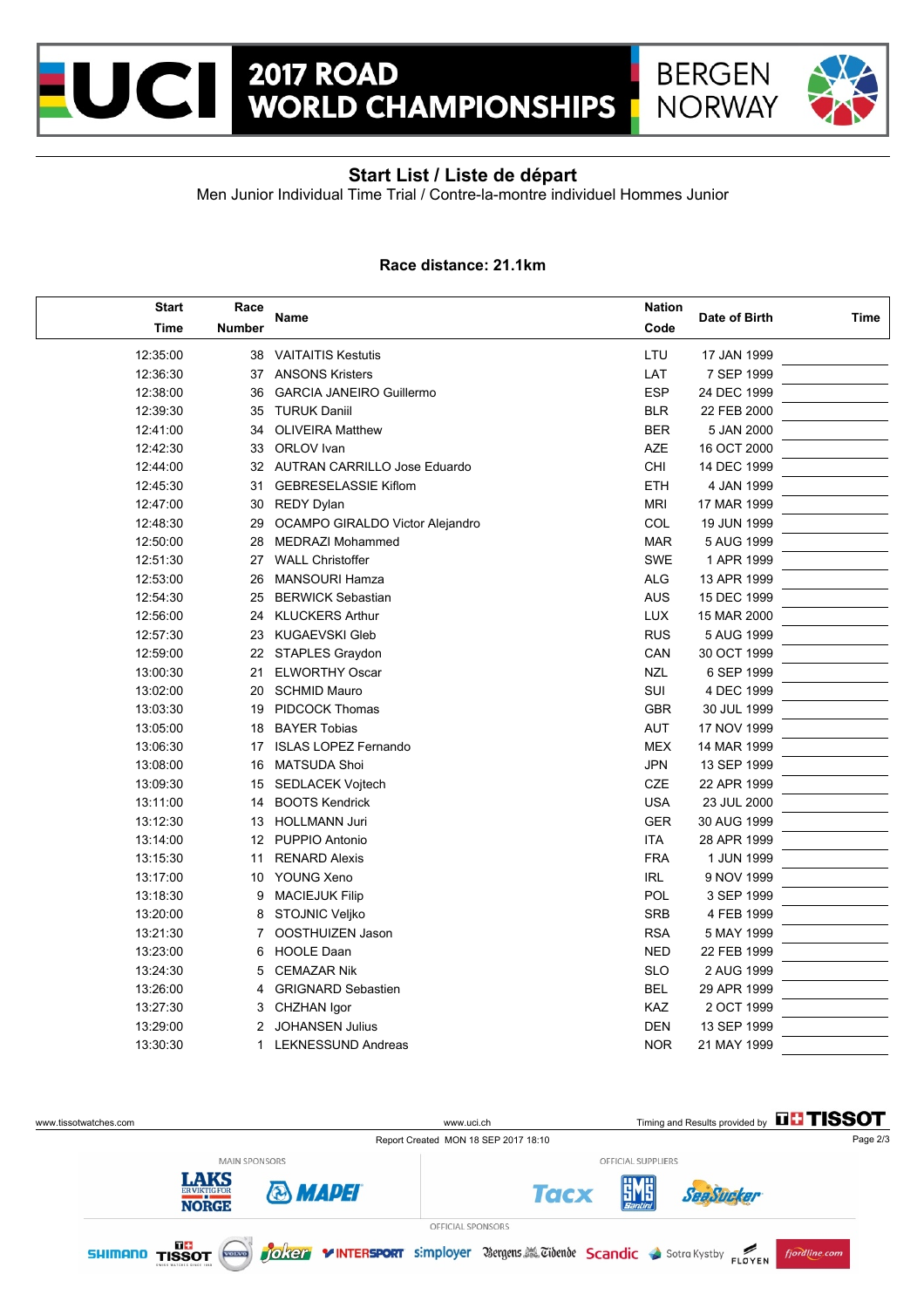## Start List / Liste de départ

Men Junior Individual Time Trial / Contre-la-montre individuel Hommes Junior

**Race distance: 21.1km**

| Start Time | Race Number | Name | Nation Code | Date of Birth | Time |
|---|---|---|---|---|---|
| 12:35:00 | 38 | VAITAITIS Kestutis | LTU | 17 JAN 1999 | |
| 12:36:30 | 37 | ANSONS Kristers | LAT | 7 SEP 1999 | |
| 12:38:00 | 36 | GARCIA JANEIRO Guillermo | ESP | 24 DEC 1999 | |
| 12:39:30 | 35 | TURUK Daniil | BLR | 22 FEB 2000 | |
| 12:41:00 | 34 | OLIVEIRA Matthew | BER | 5 JAN 2000 | |
| 12:42:30 | 33 | ORLOV Ivan | AZE | 16 OCT 2000 | |
| 12:44:00 | 32 | AUTRAN CARRILLO Jose Eduardo | CHI | 14 DEC 1999 | |
| 12:45:30 | 31 | GEBRESELASSIE Kiflom | ETH | 4 JAN 1999 | |
| 12:47:00 | 30 | REDY Dylan | MRI | 17 MAR 1999 | |
| 12:48:30 | 29 | OCAMPO GIRALDO Victor Alejandro | COL | 19 JUN 1999 | |
| 12:50:00 | 28 | MEDRAZI Mohammed | MAR | 5 AUG 1999 | |
| 12:51:30 | 27 | WALL Christoffer | SWE | 1 APR 1999 | |
| 12:53:00 | 26 | MANSOURI Hamza | ALG | 13 APR 1999 | |
| 12:54:30 | 25 | BERWICK Sebastian | AUS | 15 DEC 1999 | |
| 12:56:00 | 24 | KLUCKERS Arthur | LUX | 15 MAR 2000 | |
| 12:57:30 | 23 | KUGAEVSKI Gleb | RUS | 5 AUG 1999 | |
| 12:59:00 | 22 | STAPLES Graydon | CAN | 30 OCT 1999 | |
| 13:00:30 | 21 | ELWORTHY Oscar | NZL | 6 SEP 1999 | |
| 13:02:00 | 20 | SCHMID Mauro | SUI | 4 DEC 1999 | |
| 13:03:30 | 19 | PIDCOCK Thomas | GBR | 30 JUL 1999 | |
| 13:05:00 | 18 | BAYER Tobias | AUT | 17 NOV 1999 | |
| 13:06:30 | 17 | ISLAS LOPEZ Fernando | MEX | 14 MAR 1999 | |
| 13:08:00 | 16 | MATSUDA Shoi | JPN | 13 SEP 1999 | |
| 13:09:30 | 15 | SEDLACEK Vojtech | CZE | 22 APR 1999 | |
| 13:11:00 | 14 | BOOTS Kendrick | USA | 23 JUL 2000 | |
| 13:12:30 | 13 | HOLLMANN Juri | GER | 30 AUG 1999 | |
| 13:14:00 | 12 | PUPPIO Antonio | ITA | 28 APR 1999 | |
| 13:15:30 | 11 | RENARD Alexis | FRA | 1 JUN 1999 | |
| 13:17:00 | 10 | YOUNG Xeno | IRL | 9 NOV 1999 | |
| 13:18:30 | 9 | MACIEJUK Filip | POL | 3 SEP 1999 | |
| 13:20:00 | 8 | STOJNIC Veljko | SRB | 4 FEB 1999 | |
| 13:21:30 | 7 | OOSTHUIZEN Jason | RSA | 5 MAY 1999 | |
| 13:23:00 | 6 | HOOLE Daan | NED | 22 FEB 1999 | |
| 13:24:30 | 5 | CEMAZAR Nik | SLO | 2 AUG 1999 | |
| 13:26:00 | 4 | GRIGNARD Sebastien | BEL | 29 APR 1999 | |
| 13:27:30 | 3 | CHZHAN Igor | KAZ | 2 OCT 1999 | |
| 13:29:00 | 2 | JOHANSEN Julius | DEN | 13 SEP 1999 | |
| 13:30:30 | 1 | LEKNESSUND Andreas | NOR | 21 MAY 1999 | |

Report Created MON 18 SEP 2017 18:10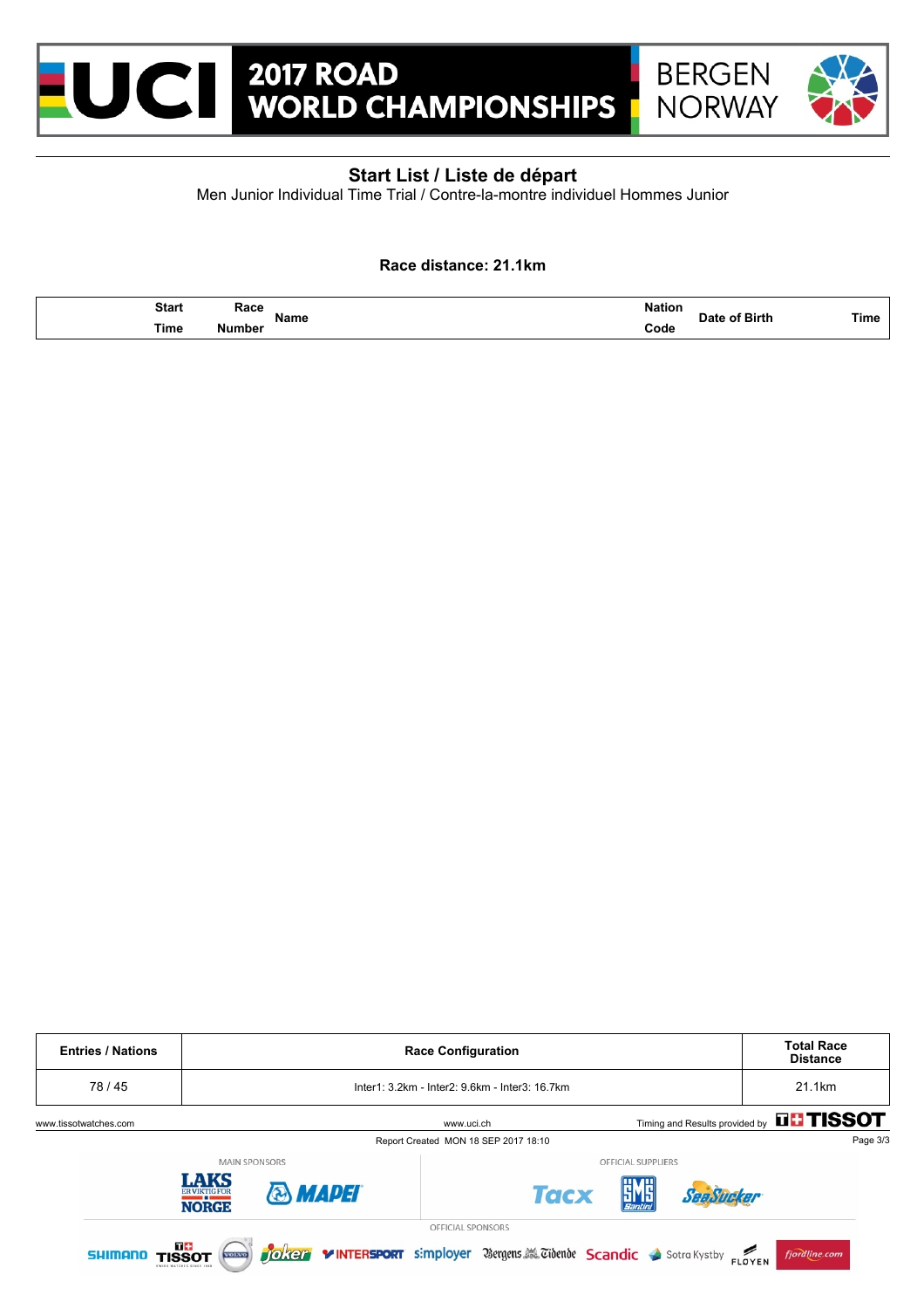## Start List / Liste de départ

Men Junior Individual Time Trial / Contre-la-montre individuel Hommes Junior

**Race distance: 21.1km**

| Start Time | Race Number | Name | Nation Code | Date of Birth | Time |
|---|---|---|---|---|---|

| Entries / Nations | Race Configuration | Total Race Distance |
|---|---|---|
| 78 / 45 | Inter1: 3.2km - Inter2: 9.6km - Inter3: 16.7km | 21.1km |

Report Created MON 18 SEP 2017 18:10